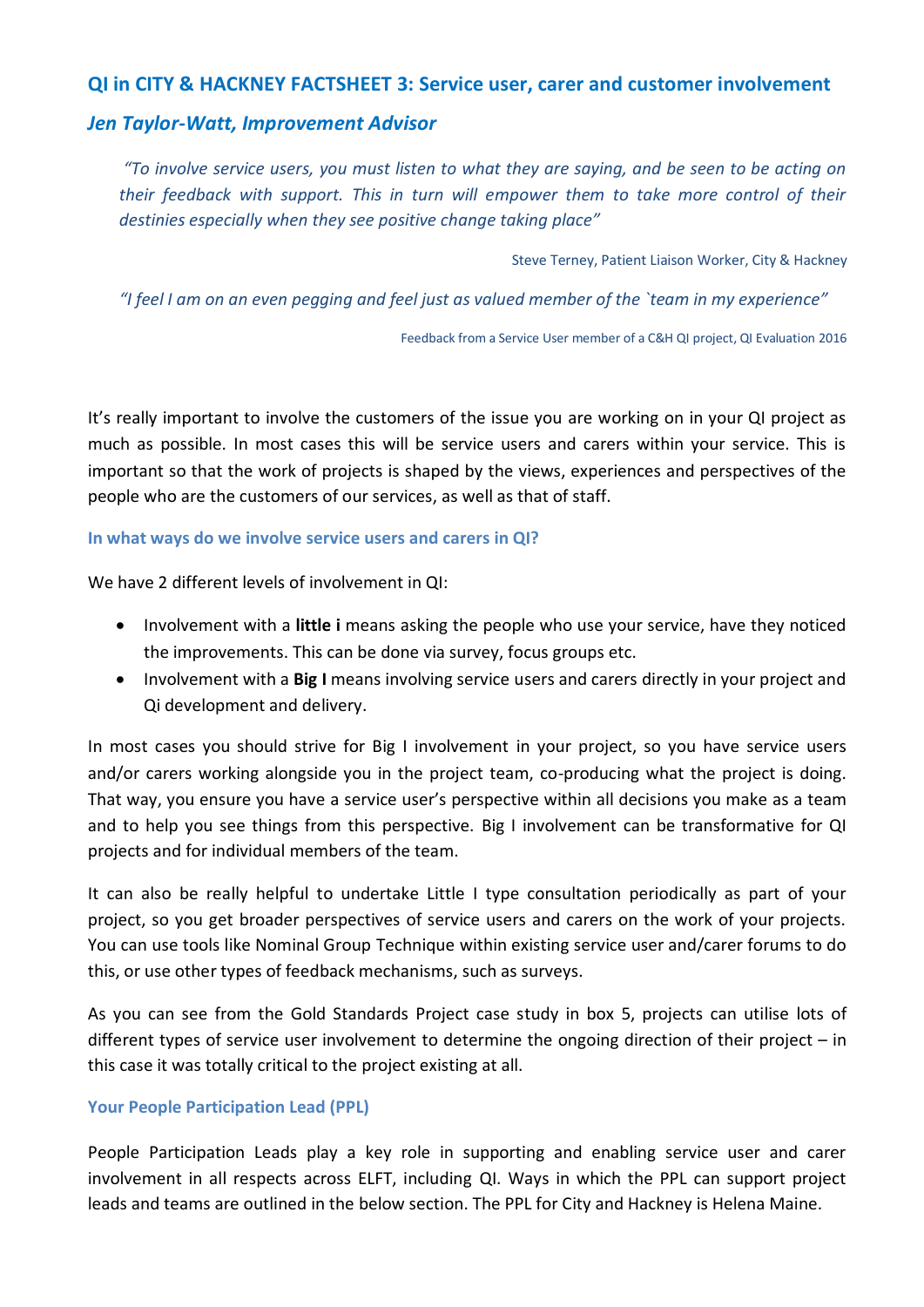## QI in CITY & HACKNEY FACTSHEET 3: Service user, carer and customer involvement

### *Jen Taylor-Watt, Improvement Advisor*

> *"To involve service users, you must listen to what they are saying, and be seen to be acting on their feedback with support. This in turn will empower them to take more control of their destinies especially when they see positive change taking place"*
>
> Steve Terney, Patient Liaison Worker, City & Hackney

> *"I feel I am on an even pegging and feel just as valued member of the `team in my experience"*
>
> Feedback from a Service User member of a C&H QI project, QI Evaluation 2016

It's really important to involve the customers of the issue you are working on in your QI project as much as possible. In most cases this will be service users and carers within your service. This is important so that the work of projects is shaped by the views, experiences and perspectives of the people who are the customers of our services, as well as that of staff.

#### In what ways do we involve service users and carers in QI?

We have 2 different levels of involvement in QI:

- Involvement with a **little i** means asking the people who use your service, have they noticed the improvements. This can be done via survey, focus groups etc.
- Involvement with a **Big I** means involving service users and carers directly in your project and Qi development and delivery.

In most cases you should strive for Big I involvement in your project, so you have service users and/or carers working alongside you in the project team, co-producing what the project is doing. That way, you ensure you have a service user's perspective within all decisions you make as a team and to help you see things from this perspective. Big I involvement can be transformative for QI projects and for individual members of the team.

It can also be really helpful to undertake Little I type consultation periodically as part of your project, so you get broader perspectives of service users and carers on the work of your projects. You can use tools like Nominal Group Technique within existing service user and/carer forums to do this, or use other types of feedback mechanisms, such as surveys.

As you can see from the Gold Standards Project case study in box 5, projects can utilise lots of different types of service user involvement to determine the ongoing direction of their project – in this case it was totally critical to the project existing at all.

#### Your People Participation Lead (PPL)

People Participation Leads play a key role in supporting and enabling service user and carer involvement in all respects across ELFT, including QI. Ways in which the PPL can support project leads and teams are outlined in the below section. The PPL for City and Hackney is Helena Maine.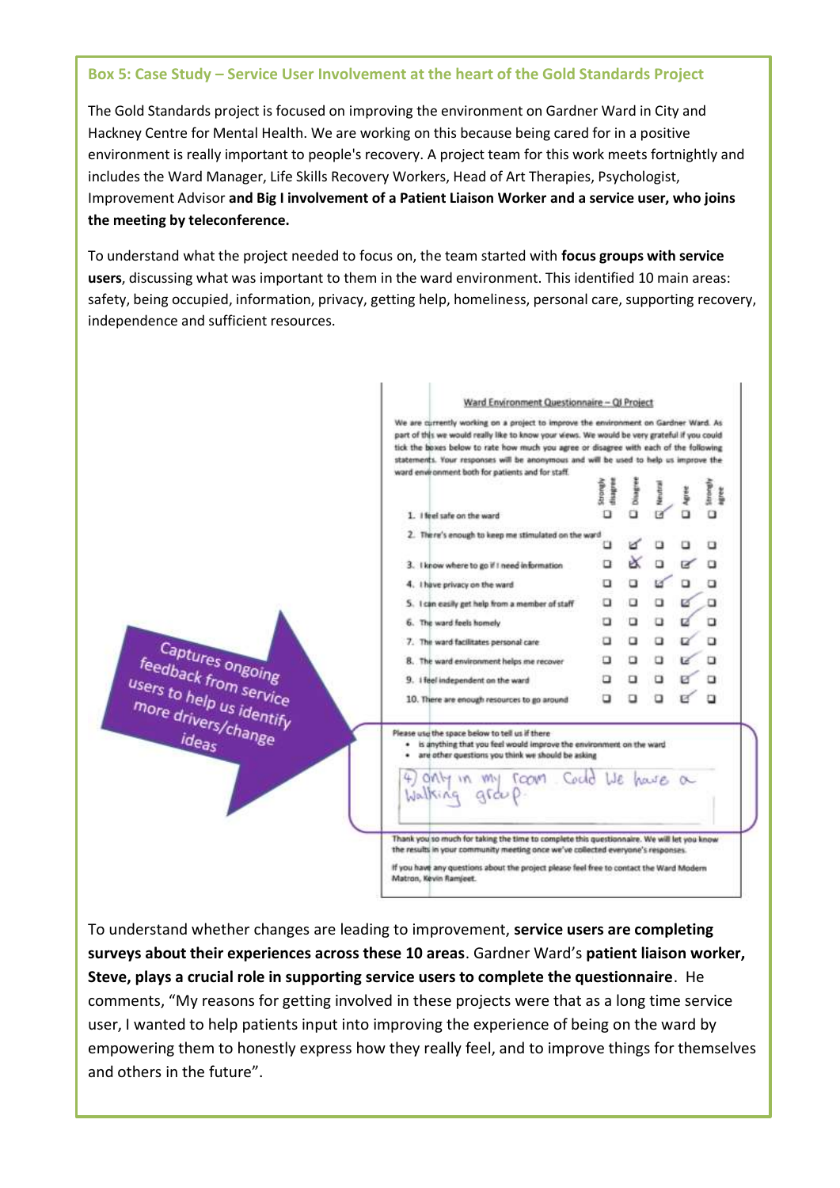**Box 5: Case Study – Service User Involvement at the heart of the Gold Standards Project**

The Gold Standards project is focused on improving the environment on Gardner Ward in City and Hackney Centre for Mental Health. We are working on this because being cared for in a positive environment is really important to people's recovery. A project team for this work meets fortnightly and includes the Ward Manager, Life Skills Recovery Workers, Head of Art Therapies, Psychologist, Improvement Advisor **and Big I involvement of a Patient Liaison Worker and a service user, who joins the meeting by teleconference.**

To understand what the project needed to focus on, the team started with **focus groups with service users**, discussing what was important to them in the ward environment. This identified 10 main areas: safety, being occupied, information, privacy, getting help, homeliness, personal care, supporting recovery, independence and sufficient resources.

Captures ongoing feedback from service users to help us identify more drivers/change ideas

Ward Environment Questionnaire – QI Project

We are currently working on a project to improve the environment on Gardner Ward. As part of this we would really like to know your views. We would be very grateful if you could tick the boxes below to rate how much you agree or disagree with each of the following statements. Your responses will be anonymous and will be used to help us improve the ward environment both for patients and for staff.

| | Strongly disagree | Disagree | Neutral | Agree | Strongly agree |
|---|---|---|---|---|---|
| 1. I feel safe on the ward | ☐ | ☐ | ☑ | ☐ | ☐ |
| 2. There's enough to keep me stimulated on the ward | ☐ | ☑ | ☐ | ☐ | ☐ |
| 3. I know where to go if I need information | ☐ | ☒ | ☐ | ☑ | ☐ |
| 4. I have privacy on the ward | ☐ | ☐ | ☑ | ☐ | ☐ |
| 5. I can easily get help from a member of staff | ☐ | ☐ | ☐ | ☑ | ☐ |
| 6. The ward feels homely | ☐ | ☐ | ☐ | ☑ | ☐ |
| 7. The ward facilitates personal care | ☐ | ☐ | ☐ | ☑ | ☐ |
| 8. The ward environment helps me recover | ☐ | ☐ | ☐ | ☑ | ☐ |
| 9. I feel independent on the ward | ☐ | ☐ | ☐ | ☑ | ☐ |
| 10. There are enough resources to go around | ☐ | ☐ | ☐ | ☑ | ☐ |

Please use the space below to tell us if there
- is anything that you feel would improve the environment on the ward
- are other questions you think we should be asking

4) only in my room. Could we have a walking group.

Thank you so much for taking the time to complete this questionnaire. We will let you know the results in your community meeting once we've collected everyone's responses.

If you have any questions about the project please feel free to contact the Ward Modern Matron, Kevin Ramjeet.

To understand whether changes are leading to improvement, **service users are completing surveys about their experiences across these 10 areas**. Gardner Ward's **patient liaison worker, Steve, plays a crucial role in supporting service users to complete the questionnaire**. He comments, "My reasons for getting involved in these projects were that as a long time service user, I wanted to help patients input into improving the experience of being on the ward by empowering them to honestly express how they really feel, and to improve things for themselves and others in the future".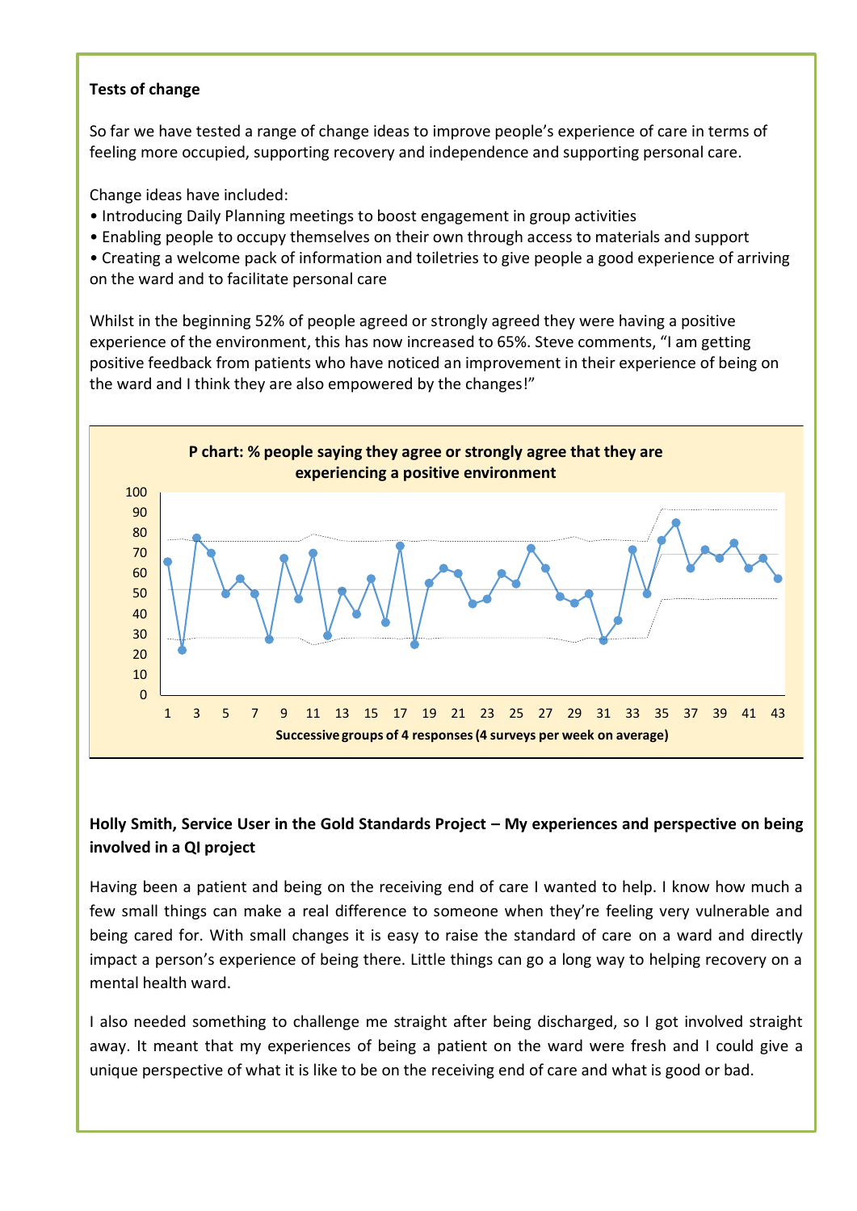**Tests of change**

So far we have tested a range of change ideas to improve people's experience of care in terms of feeling more occupied, supporting recovery and independence and supporting personal care.

Change ideas have included:

- Introducing Daily Planning meetings to boost engagement in group activities
- Enabling people to occupy themselves on their own through access to materials and support
- Creating a welcome pack of information and toiletries to give people a good experience of arriving on the ward and to facilitate personal care

Whilst in the beginning 52% of people agreed or strongly agreed they were having a positive experience of the environment, this has now increased to 65%. Steve comments, "I am getting positive feedback from patients who have noticed an improvement in their experience of being on the ward and I think they are also empowered by the changes!"

**P chart: % people saying they agree or strongly agree that they are experiencing a positive environment**

Successive groups of 4 responses (4 surveys per week on average)

**Holly Smith, Service User in the Gold Standards Project – My experiences and perspective on being involved in a QI project**

Having been a patient and being on the receiving end of care I wanted to help. I know how much a few small things can make a real difference to someone when they're feeling very vulnerable and being cared for. With small changes it is easy to raise the standard of care on a ward and directly impact a person's experience of being there. Little things can go a long way to helping recovery on a mental health ward.

I also needed something to challenge me straight after being discharged, so I got involved straight away. It meant that my experiences of being a patient on the ward were fresh and I could give a unique perspective of what it is like to be on the receiving end of care and what is good or bad.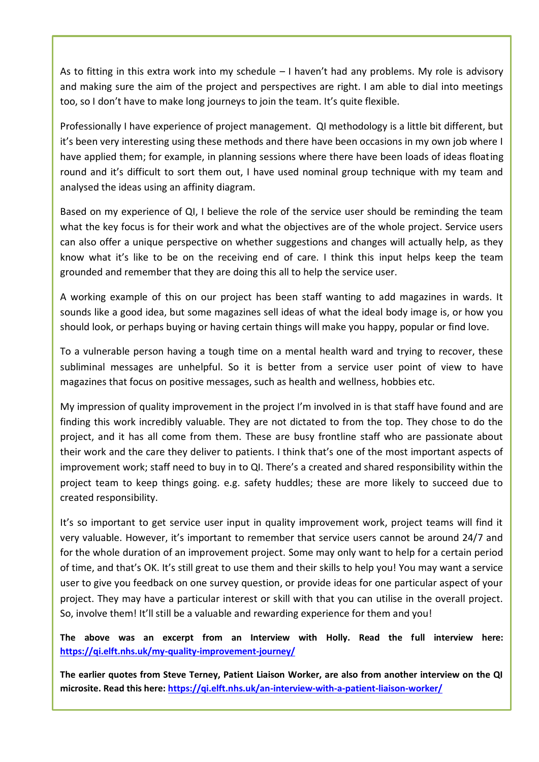As to fitting in this extra work into my schedule – I haven't had any problems. My role is advisory and making sure the aim of the project and perspectives are right. I am able to dial into meetings too, so I don't have to make long journeys to join the team. It's quite flexible.

Professionally I have experience of project management. QI methodology is a little bit different, but it's been very interesting using these methods and there have been occasions in my own job where I have applied them; for example, in planning sessions where there have been loads of ideas floating round and it's difficult to sort them out, I have used nominal group technique with my team and analysed the ideas using an affinity diagram.

Based on my experience of QI, I believe the role of the service user should be reminding the team what the key focus is for their work and what the objectives are of the whole project. Service users can also offer a unique perspective on whether suggestions and changes will actually help, as they know what it's like to be on the receiving end of care. I think this input helps keep the team grounded and remember that they are doing this all to help the service user.

A working example of this on our project has been staff wanting to add magazines in wards. It sounds like a good idea, but some magazines sell ideas of what the ideal body image is, or how you should look, or perhaps buying or having certain things will make you happy, popular or find love.

To a vulnerable person having a tough time on a mental health ward and trying to recover, these subliminal messages are unhelpful. So it is better from a service user point of view to have magazines that focus on positive messages, such as health and wellness, hobbies etc.

My impression of quality improvement in the project I'm involved in is that staff have found and are finding this work incredibly valuable. They are not dictated to from the top. They chose to do the project, and it has all come from them. These are busy frontline staff who are passionate about their work and the care they deliver to patients. I think that's one of the most important aspects of improvement work; staff need to buy in to QI. There's a created and shared responsibility within the project team to keep things going. e.g. safety huddles; these are more likely to succeed due to created responsibility.

It's so important to get service user input in quality improvement work, project teams will find it very valuable. However, it's important to remember that service users cannot be around 24/7 and for the whole duration of an improvement project. Some may only want to help for a certain period of time, and that's OK. It's still great to use them and their skills to help you! You may want a service user to give you feedback on one survey question, or provide ideas for one particular aspect of your project. They may have a particular interest or skill with that you can utilise in the overall project. So, involve them! It'll still be a valuable and rewarding experience for them and you!

**The above was an excerpt from an Interview with Holly. Read the full interview here: https://qi.elft.nhs.uk/my-quality-improvement-journey/**

**The earlier quotes from Steve Terney, Patient Liaison Worker, are also from another interview on the QI microsite. Read this here: https://qi.elft.nhs.uk/an-interview-with-a-patient-liaison-worker/**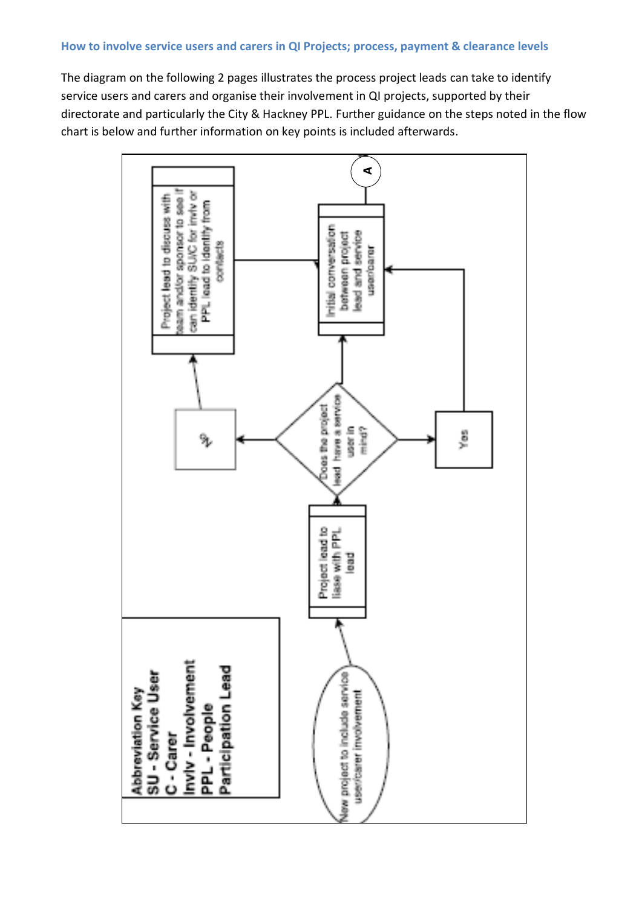### How to involve service users and carers in QI Projects; process, payment & clearance levels

The diagram on the following 2 pages illustrates the process project leads can take to identify service users and carers and organise their involvement in QI projects, supported by their directorate and particularly the City & Hackney PPL. Further guidance on the steps noted in the flow chart is below and further information on key points is included afterwards.

New project to include service user/carer involvement

→ Project lead to liase with PPL lead

→ Does the project lead have a service user in mind?

- No → Project lead to discuss with team and/or sponsor to see if can identify SU/C for invlv or PPL lead to identify from contacts → Initial conversation between project lead and service user/carer
- Yes → Initial conversation between project lead and service user/carer

→ A

**Abbreviation Key**
**SU - Service User**
**C - Carer**
**Invlv - Involvement**
**PPL - People Participation Lead**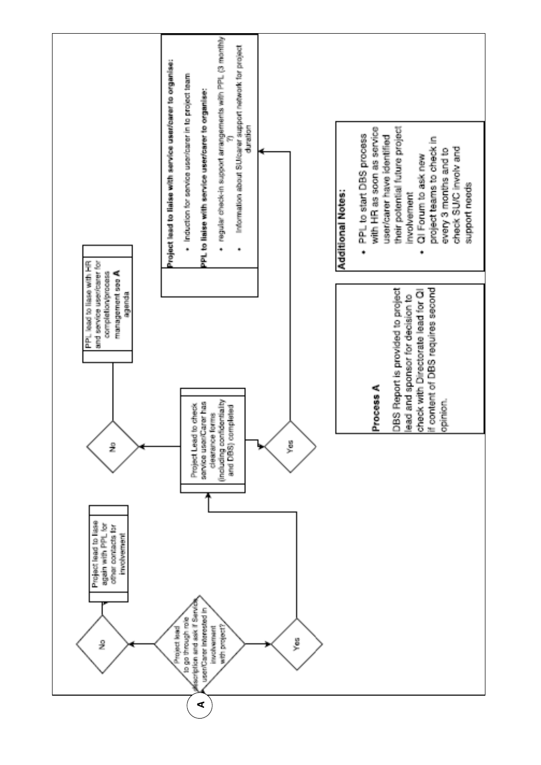A

Project lead to go through role description and ask if Service user/Carer interested in involvement with project?

No

Project lead to liase again with PPL for other contacts for involvement

Yes

Project Lead to check service user/Carer has clearance forms (including confidentiality and DBS) completed

No

PPL lead to liaise with HR and service user/carer for completion/process management see **A** agenda

Yes

**Project lead to liaise with service user/carer to organise:**

- Induction for service user/carer in to project team

**PPL to liaise with service user/carer to organise:**

- regular check-in support arrangements with PPL (3 monthly ?)
- Information about SU/carer support network for project duration

**Process A**

DBS Report is provided to project lead and sponsor for decision to check with Directorate lead for QI if content of DBS requires second opinion.

**Additional Notes:**

- PPL to start DBS process with HR as soon as service user/carer have identified their potential future project involvement
- QI Forum to ask new project teams to check in every 3 months and to check SU/C involv and support needs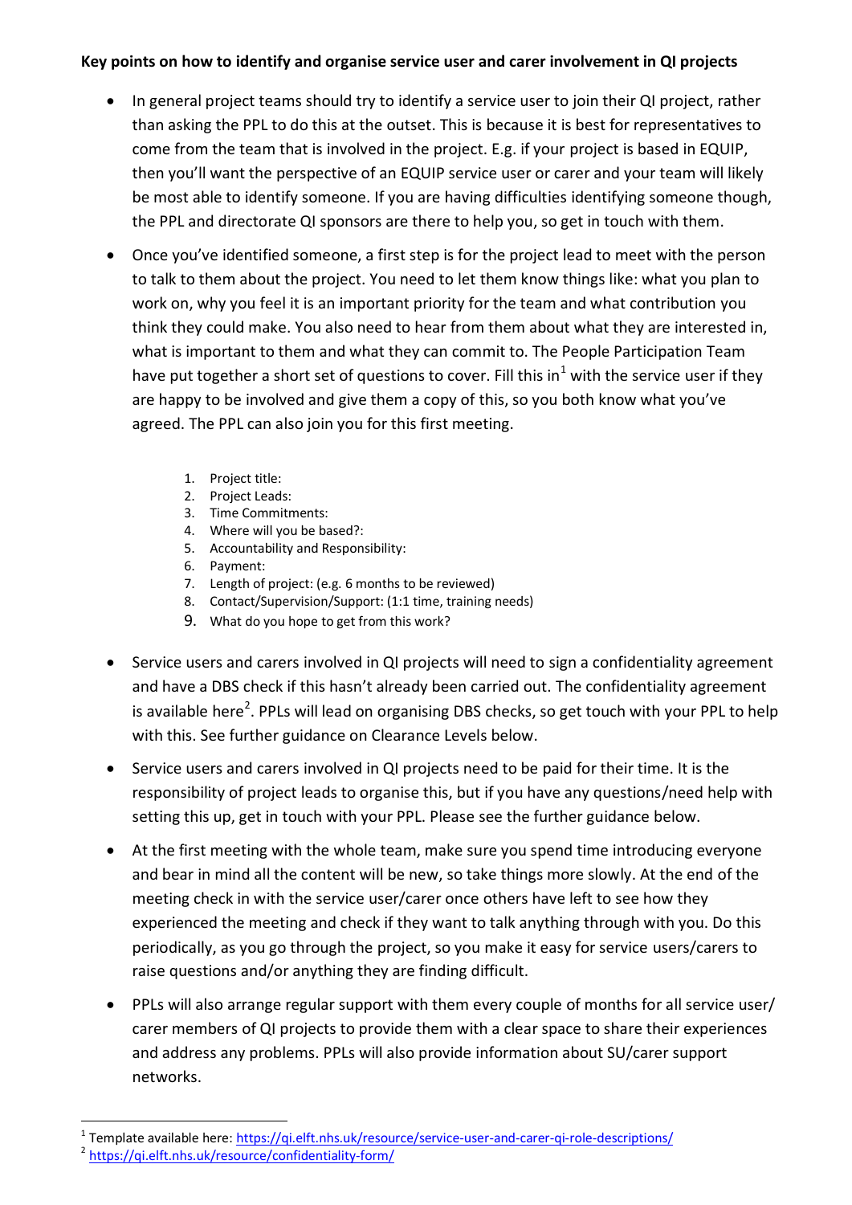**Key points on how to identify and organise service user and carer involvement in QI projects**

- In general project teams should try to identify a service user to join their QI project, rather than asking the PPL to do this at the outset. This is because it is best for representatives to come from the team that is involved in the project. E.g. if your project is based in EQUIP, then you'll want the perspective of an EQUIP service user or carer and your team will likely be most able to identify someone. If you are having difficulties identifying someone though, the PPL and directorate QI sponsors are there to help you, so get in touch with them.

- Once you've identified someone, a first step is for the project lead to meet with the person to talk to them about the project. You need to let them know things like: what you plan to work on, why you feel it is an important priority for the team and what contribution you think they could make. You also need to hear from them about what they are interested in, what is important to them and what they can commit to. The People Participation Team have put together a short set of questions to cover. Fill this in[1] with the service user if they are happy to be involved and give them a copy of this, so you both know what you've agreed. The PPL can also join you for this first meeting.

  1. Project title:
  2. Project Leads:
  3. Time Commitments:
  4. Where will you be based?:
  5. Accountability and Responsibility:
  6. Payment:
  7. Length of project: (e.g. 6 months to be reviewed)
  8. Contact/Supervision/Support: (1:1 time, training needs)
  9. What do you hope to get from this work?

- Service users and carers involved in QI projects will need to sign a confidentiality agreement and have a DBS check if this hasn't already been carried out. The confidentiality agreement is available here[2]. PPLs will lead on organising DBS checks, so get touch with your PPL to help with this. See further guidance on Clearance Levels below.

- Service users and carers involved in QI projects need to be paid for their time. It is the responsibility of project leads to organise this, but if you have any questions/need help with setting this up, get in touch with your PPL. Please see the further guidance below.

- At the first meeting with the whole team, make sure you spend time introducing everyone and bear in mind all the content will be new, so take things more slowly. At the end of the meeting check in with the service user/carer once others have left to see how they experienced the meeting and check if they want to talk anything through with you. Do this periodically, as you go through the project, so you make it easy for service users/carers to raise questions and/or anything they are finding difficult.

- PPLs will also arrange regular support with them every couple of months for all service user/ carer members of QI projects to provide them with a clear space to share their experiences and address any problems. PPLs will also provide information about SU/carer support networks.

---

[1] Template available here: https://qi.elft.nhs.uk/resource/service-user-and-carer-qi-role-descriptions/

[2] https://qi.elft.nhs.uk/resource/confidentiality-form/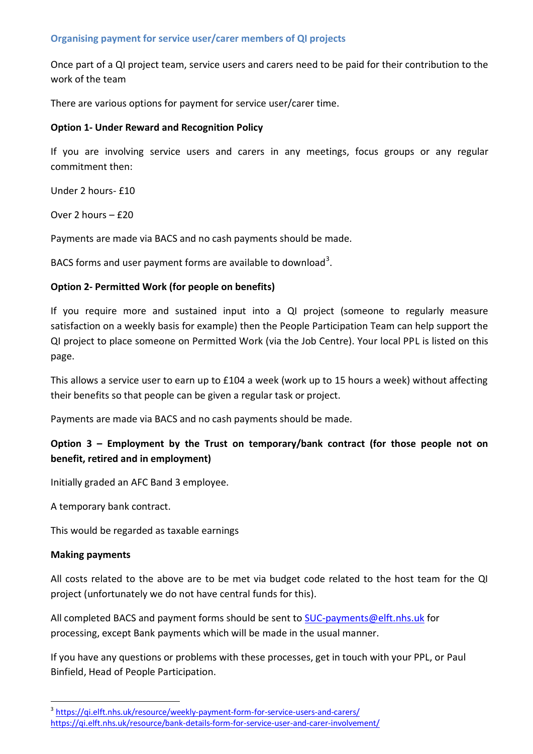## Organising payment for service user/carer members of QI projects

Once part of a QI project team, service users and carers need to be paid for their contribution to the work of the team

There are various options for payment for service user/carer time.

**Option 1- Under Reward and Recognition Policy**

If you are involving service users and carers in any meetings, focus groups or any regular commitment then:

Under 2 hours- £10

Over 2 hours – £20

Payments are made via BACS and no cash payments should be made.

BACS forms and user payment forms are available to download[3].

**Option 2- Permitted Work (for people on benefits)**

If you require more and sustained input into a QI project (someone to regularly measure satisfaction on a weekly basis for example) then the People Participation Team can help support the QI project to place someone on Permitted Work (via the Job Centre). Your local PPL is listed on this page.

This allows a service user to earn up to £104 a week (work up to 15 hours a week) without affecting their benefits so that people can be given a regular task or project.

Payments are made via BACS and no cash payments should be made.

**Option 3 – Employment by the Trust on temporary/bank contract (for those people not on benefit, retired and in employment)**

Initially graded an AFC Band 3 employee.

A temporary bank contract.

This would be regarded as taxable earnings

**Making payments**

All costs related to the above are to be met via budget code related to the host team for the QI project (unfortunately we do not have central funds for this).

All completed BACS and payment forms should be sent to SUC-payments@elft.nhs.uk for processing, except Bank payments which will be made in the usual manner.

If you have any questions or problems with these processes, get in touch with your PPL, or Paul Binfield, Head of People Participation.

---

[3] https://qi.elft.nhs.uk/resource/weekly-payment-form-for-service-users-and-carers/
https://qi.elft.nhs.uk/resource/bank-details-form-for-service-user-and-carer-involvement/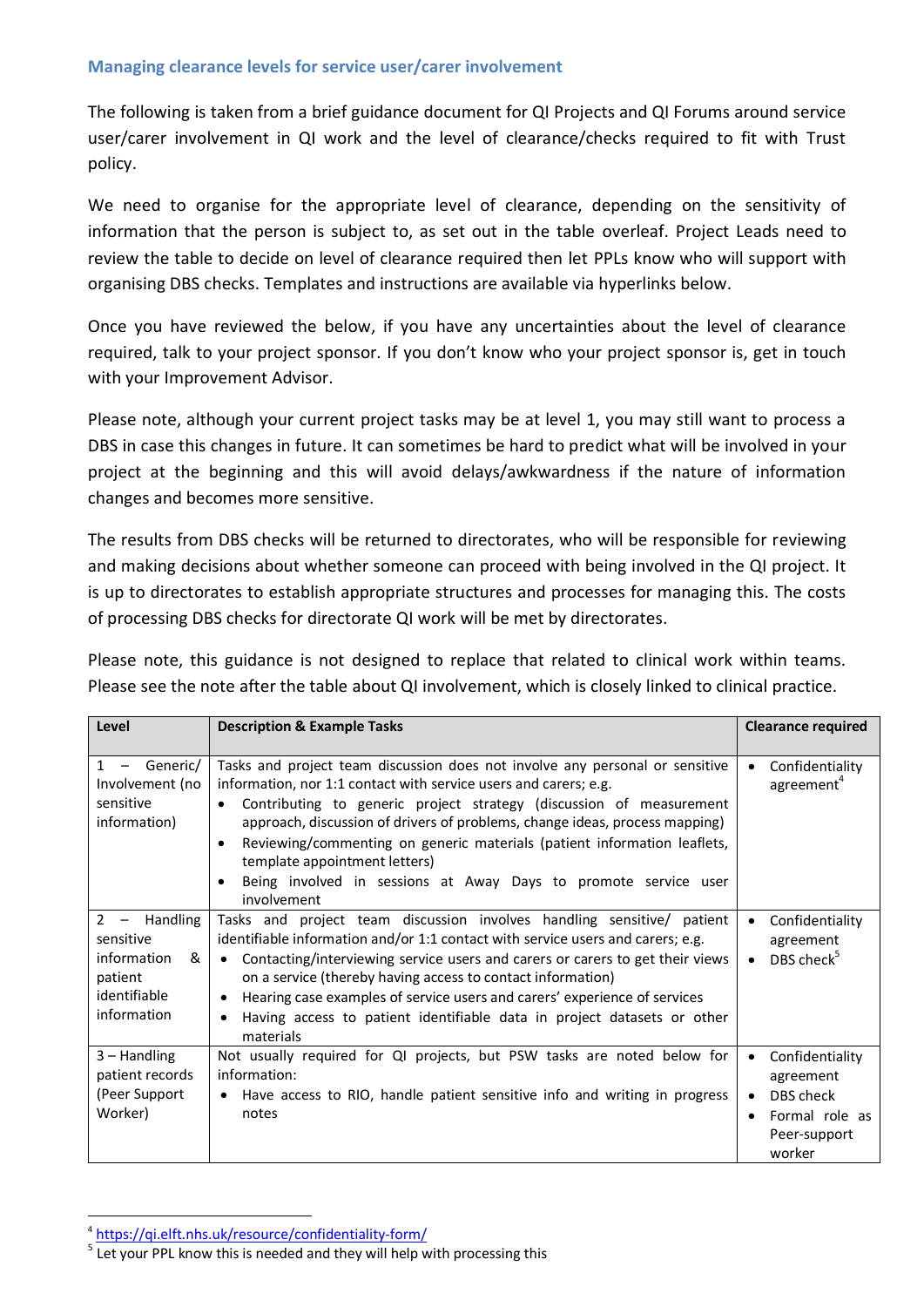### Managing clearance levels for service user/carer involvement

The following is taken from a brief guidance document for QI Projects and QI Forums around service user/carer involvement in QI work and the level of clearance/checks required to fit with Trust policy.

We need to organise for the appropriate level of clearance, depending on the sensitivity of information that the person is subject to, as set out in the table overleaf. Project Leads need to review the table to decide on level of clearance required then let PPLs know who will support with organising DBS checks. Templates and instructions are available via hyperlinks below.

Once you have reviewed the below, if you have any uncertainties about the level of clearance required, talk to your project sponsor. If you don't know who your project sponsor is, get in touch with your Improvement Advisor.

Please note, although your current project tasks may be at level 1, you may still want to process a DBS in case this changes in future. It can sometimes be hard to predict what will be involved in your project at the beginning and this will avoid delays/awkwardness if the nature of information changes and becomes more sensitive.

The results from DBS checks will be returned to directorates, who will be responsible for reviewing and making decisions about whether someone can proceed with being involved in the QI project. It is up to directorates to establish appropriate structures and processes for managing this. The costs of processing DBS checks for directorate QI work will be met by directorates.

Please note, this guidance is not designed to replace that related to clinical work within teams. Please see the note after the table about QI involvement, which is closely linked to clinical practice.

| Level | Description & Example Tasks | Clearance required |
|---|---|---|
| 1 – Generic/ Involvement (no sensitive information) | Tasks and project team discussion does not involve any personal or sensitive information, nor 1:1 contact with service users and carers; e.g.<br>• Contributing to generic project strategy (discussion of measurement approach, discussion of drivers of problems, change ideas, process mapping)<br>• Reviewing/commenting on generic materials (patient information leaflets, template appointment letters)<br>• Being involved in sessions at Away Days to promote service user involvement | • Confidentiality agreement[4] |
| 2 – Handling sensitive information & patient identifiable information | Tasks and project team discussion involves handling sensitive/ patient identifiable information and/or 1:1 contact with service users and carers; e.g.<br>• Contacting/interviewing service users and carers or carers to get their views on a service (thereby having access to contact information)<br>• Hearing case examples of service users and carers' experience of services<br>• Having access to patient identifiable data in project datasets or other materials | • Confidentiality agreement<br>• DBS check[5] |
| 3 – Handling patient records (Peer Support Worker) | Not usually required for QI projects, but PSW tasks are noted below for information:<br>• Have access to RIO, handle patient sensitive info and writing in progress notes | • Confidentiality agreement<br>• DBS check<br>• Formal role as Peer-support worker |

[4] https://qi.elft.nhs.uk/resource/confidentiality-form/

[5] Let your PPL know this is needed and they will help with processing this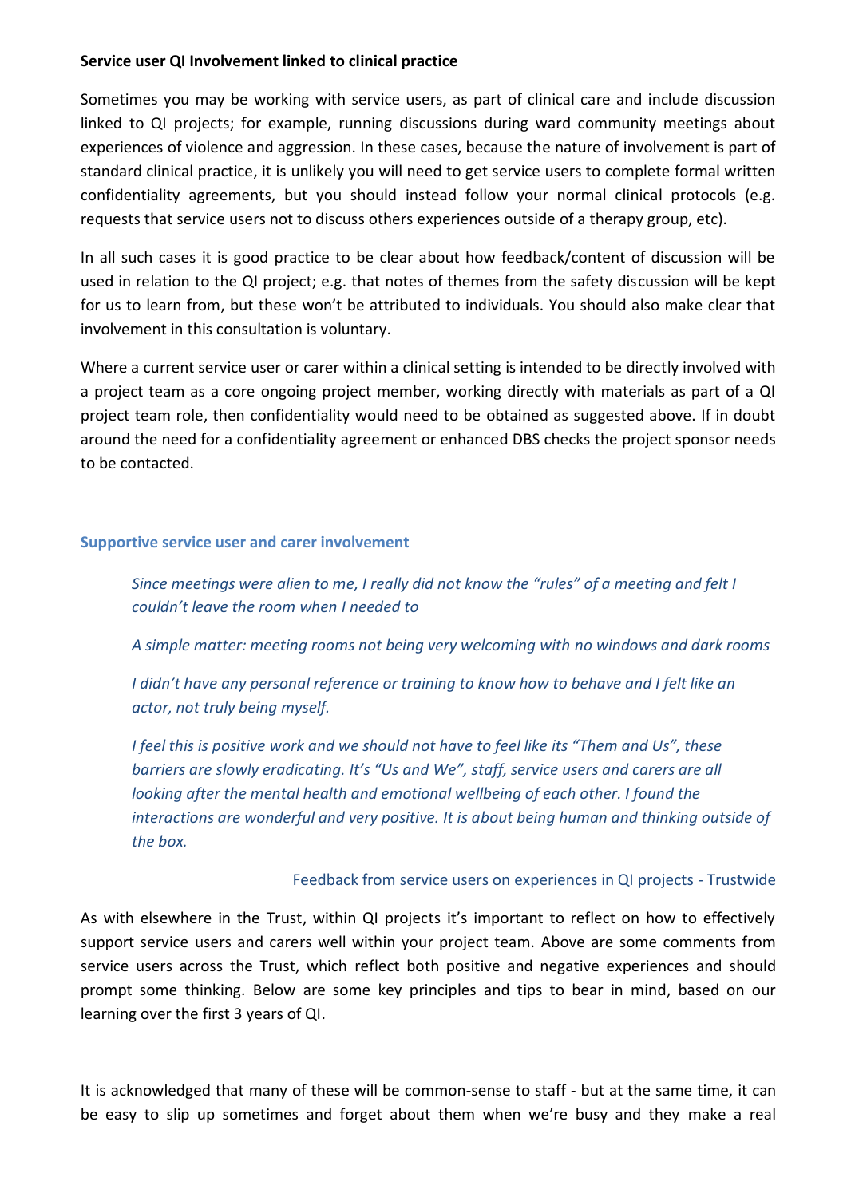**Service user QI Involvement linked to clinical practice**

Sometimes you may be working with service users, as part of clinical care and include discussion linked to QI projects; for example, running discussions during ward community meetings about experiences of violence and aggression. In these cases, because the nature of involvement is part of standard clinical practice, it is unlikely you will need to get service users to complete formal written confidentiality agreements, but you should instead follow your normal clinical protocols (e.g. requests that service users not to discuss others experiences outside of a therapy group, etc).

In all such cases it is good practice to be clear about how feedback/content of discussion will be used in relation to the QI project; e.g. that notes of themes from the safety discussion will be kept for us to learn from, but these won't be attributed to individuals. You should also make clear that involvement in this consultation is voluntary.

Where a current service user or carer within a clinical setting is intended to be directly involved with a project team as a core ongoing project member, working directly with materials as part of a QI project team role, then confidentiality would need to be obtained as suggested above. If in doubt around the need for a confidentiality agreement or enhanced DBS checks the project sponsor needs to be contacted.

## Supportive service user and carer involvement

> *Since meetings were alien to me, I really did not know the "rules" of a meeting and felt I couldn't leave the room when I needed to*
>
> *A simple matter: meeting rooms not being very welcoming with no windows and dark rooms*
>
> *I didn't have any personal reference or training to know how to behave and I felt like an actor, not truly being myself.*
>
> *I feel this is positive work and we should not have to feel like its "Them and Us", these barriers are slowly eradicating. It's "Us and We", staff, service users and carers are all looking after the mental health and emotional wellbeing of each other. I found the interactions are wonderful and very positive. It is about being human and thinking outside of the box.*

Feedback from service users on experiences in QI projects - Trustwide

As with elsewhere in the Trust, within QI projects it's important to reflect on how to effectively support service users and carers well within your project team. Above are some comments from service users across the Trust, which reflect both positive and negative experiences and should prompt some thinking. Below are some key principles and tips to bear in mind, based on our learning over the first 3 years of QI.

It is acknowledged that many of these will be common-sense to staff - but at the same time, it can be easy to slip up sometimes and forget about them when we're busy and they make a real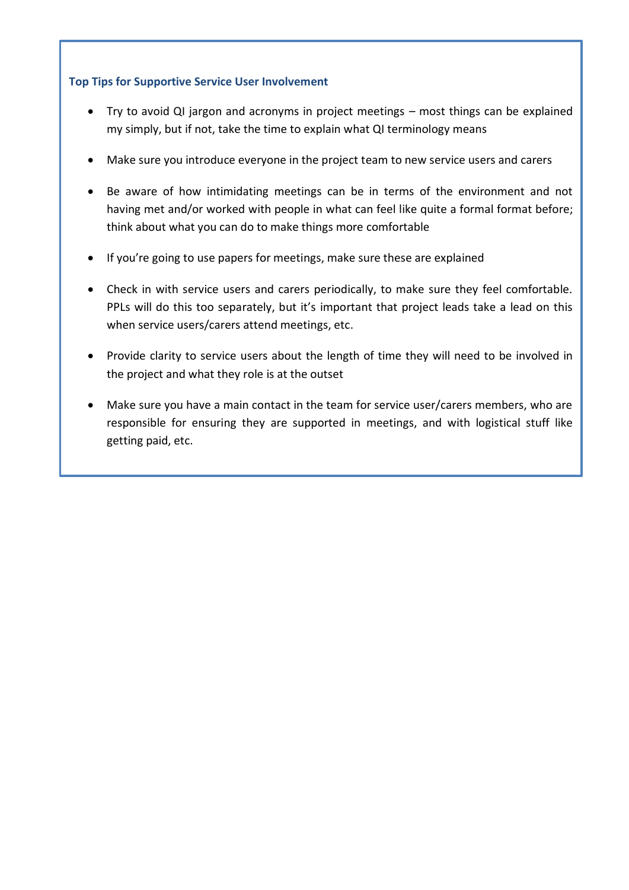**Top Tips for Supportive Service User Involvement**

- Try to avoid QI jargon and acronyms in project meetings – most things can be explained my simply, but if not, take the time to explain what QI terminology means
- Make sure you introduce everyone in the project team to new service users and carers
- Be aware of how intimidating meetings can be in terms of the environment and not having met and/or worked with people in what can feel like quite a formal format before; think about what you can do to make things more comfortable
- If you're going to use papers for meetings, make sure these are explained
- Check in with service users and carers periodically, to make sure they feel comfortable. PPLs will do this too separately, but it's important that project leads take a lead on this when service users/carers attend meetings, etc.
- Provide clarity to service users about the length of time they will need to be involved in the project and what they role is at the outset
- Make sure you have a main contact in the team for service user/carers members, who are responsible for ensuring they are supported in meetings, and with logistical stuff like getting paid, etc.